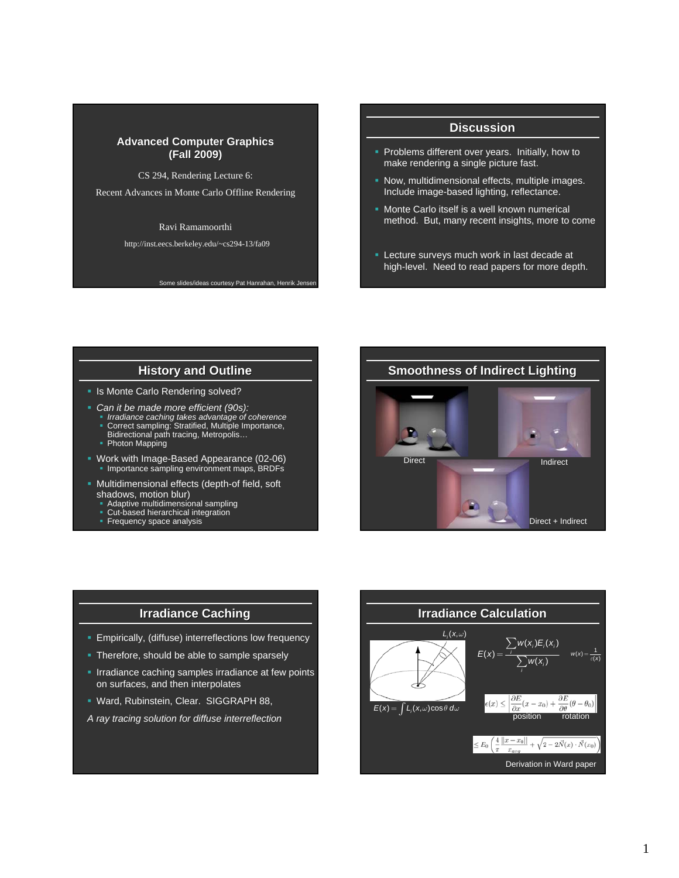## Advanced Computer Graphics (Fall 2009)

CS 294, Rendering Lecture 6:

Recent Advances in Monte Carlo Offline Rendering

Ravi Ramamoorthi

http://inst.eecs.berkeley.edu/~cs294-13/fa09

Some slides/ideas courtesy Pat Hanrahan, Henrik Jensen

## Discussion

- Problems different over years. Initially, how to make rendering a single picture fast.
- Now, multidimensional effects, multiple images. Include image-based lighting, reflectance.
- Monte Carlo itself is a well known numerical method. But, many recent insights, more to come
- Lecture surveys much work in last decade at high-level. Need to read papers for more depth.

## History and Outline

- Is Monte Carlo Rendering solved?
- *Can it be made more efficient (90s):*
  - *Irradiance caching takes advantage of coherence*
  - Correct sampling: Stratified, Multiple Importance, Bidirectional path tracing, Metropolis…
  - Photon Mapping
- Work with Image-Based Appearance (02-06)
  - Importance sampling environment maps, BRDFs
- Multidimensional effects (depth-of field, soft shadows, motion blur)
  - Adaptive multidimensional sampling
  - Cut-based hierarchical integration
  - Frequency space analysis

## Smoothness of Indirect Lighting

Direct

Indirect

Direct + Indirect

## Irradiance Caching

- Empirically, (diffuse) interreflections low frequency
- Therefore, should be able to sample sparsely
- Irradiance caching samples irradiance at few points on surfaces, and then interpolates
- Ward, Rubinstein, Clear. SIGGRAPH 88,

*A ray tracing solution for diffuse interreflection*

## Irradiance Calculation

$L_i(x,\omega)$

$E(x) = \int L_i(x,\omega)\cos\theta \, d\omega$

$$E(x) = \frac{\sum_i w(x_i) E_i(x_i)}{\sum_i w(x_i)} \qquad w(x) = \frac{1}{\varepsilon(x)}$$

$$\epsilon(x) \leq \left| \frac{\partial E}{\partial x}(x - x_0) + \frac{\partial E}{\partial \theta}(\theta - \theta_0) \right|$$

position rotation

$$\leq E_0 \left( \frac{4}{\pi} \frac{\|x - x_0\|}{x_{avg}} + \sqrt{2 - 2\vec{N}(x) \cdot \vec{N}(x_0)} \right)$$

Derivation in Ward paper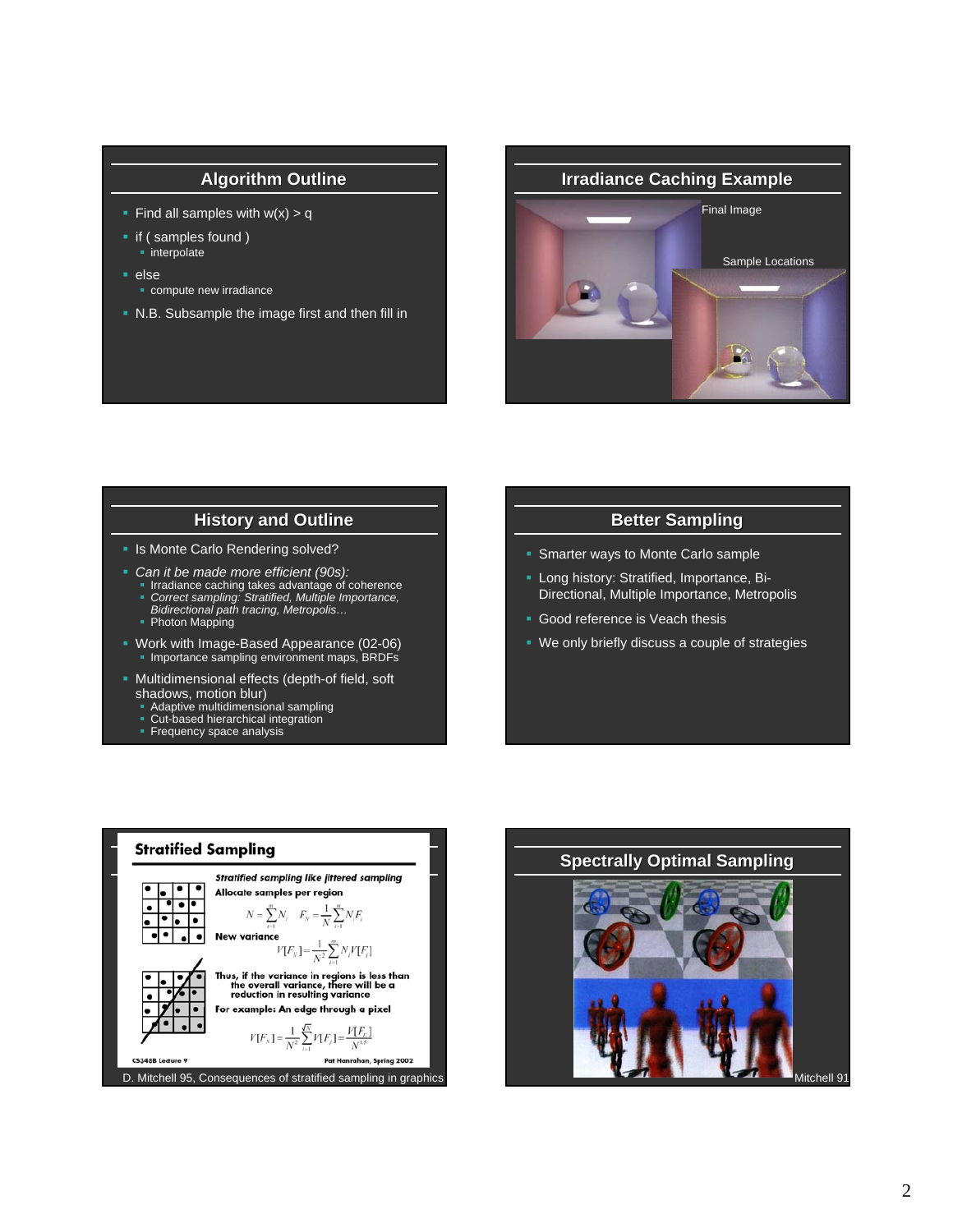## Algorithm Outline

- Find all samples with w(x) > q
- if ( samples found )
  - interpolate
- else
  - compute new irradiance
- N.B. Subsample the image first and then fill in

## Irradiance Caching Example

Final Image

Sample Locations

## History and Outline

- Is Monte Carlo Rendering solved?
- *Can it be made more efficient (90s):*
  - Irradiance caching takes advantage of coherence
  - *Correct sampling: Stratified, Multiple Importance, Bidirectional path tracing, Metropolis…*
  - Photon Mapping
- Work with Image-Based Appearance (02-06)
  - Importance sampling environment maps, BRDFs
- Multidimensional effects (depth-of field, soft shadows, motion blur)
  - Adaptive multidimensional sampling
  - Cut-based hierarchical integration
  - Frequency space analysis

## Better Sampling

- Smarter ways to Monte Carlo sample
- Long history: Stratified, Importance, Bi-Directional, Multiple Importance, Metropolis
- Good reference is Veach thesis
- We only briefly discuss a couple of strategies

## Stratified Sampling

*Stratified sampling like jittered sampling*

Allocate samples per region

$$N = \sum_{i=1}^{m} N_i \quad F_N = \frac{1}{N}\sum_{i=1}^{m} N_i F_i$$

New variance

$$V[F_N] = \frac{1}{N^2}\sum_{i=1}^{m} N_i V[F_i]$$

Thus, if the variance in regions is less than the overall variance, there will be a reduction in resulting variance

For example: An edge through a pixel

$$V[F_N] = \frac{1}{N^2}\sum_{i=1}^{\sqrt{N}} V[F_i] = \frac{V[F_E]}{N^{1.5}}$$

CS348B Lecture 9 — Pat Hanrahan, Spring 2002

D. Mitchell 95, Consequences of stratified sampling in graphics

## Spectrally Optimal Sampling

Mitchell 91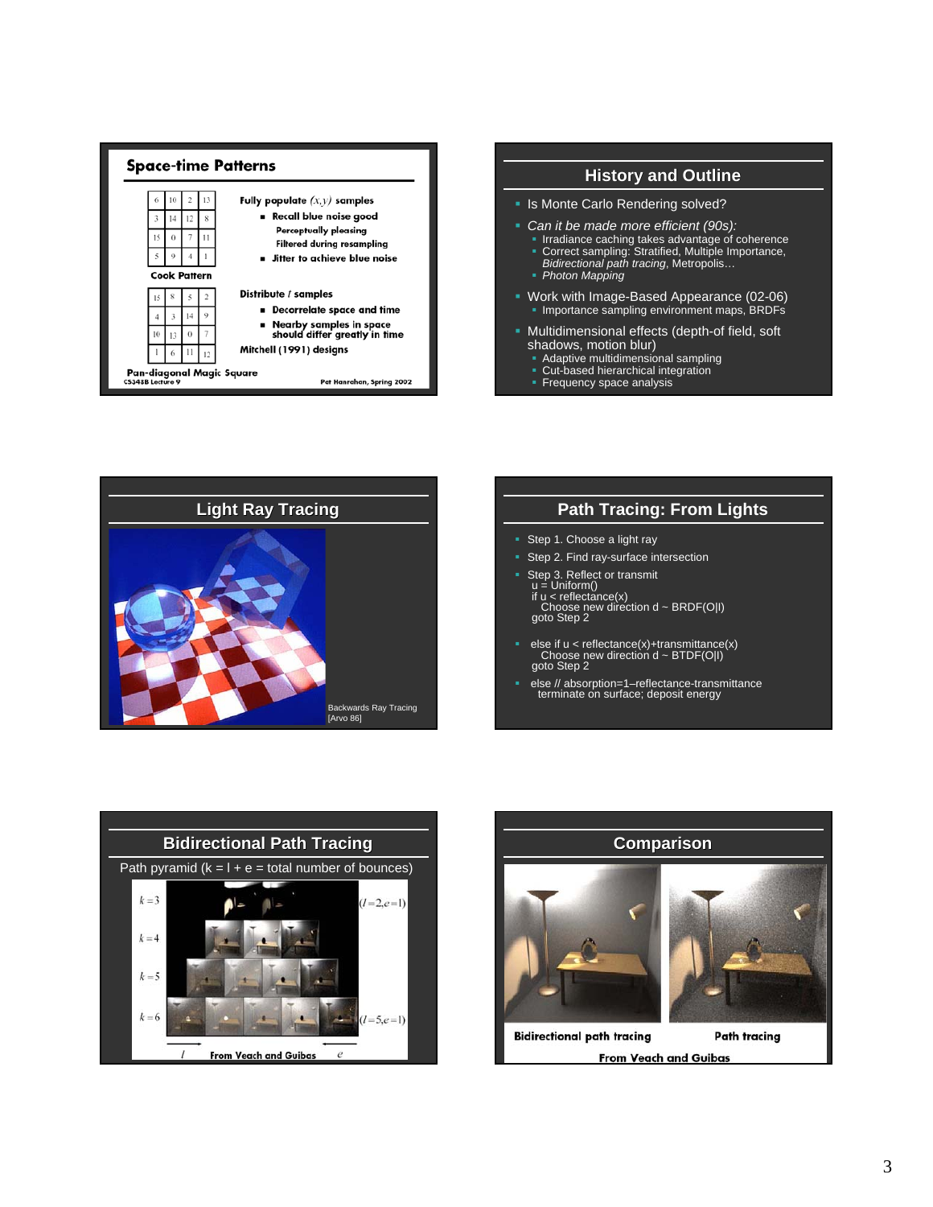## Space-time Patterns

| 6 | 10 | 2 | 13 |
|---|---|---|---|
| 3 | 14 | 12 | 8 |
| 15 | 0 | 7 | 11 |
| 5 | 9 | 4 | 1 |

Cook Pattern

Fully populate $(x,y)$ samples

- Recall blue noise good
  - Perceptually pleasing
  - Filtered during resampling
- Jitter to achieve blue noise

| 15 | 8 | 5 | 2 |
|---|---|---|---|
| 4 | 3 | 14 | 9 |
| 10 | 13 | 0 | 7 |
| 1 | 6 | 11 | 12 |

Pan-diagonal Magic Square

Distribute $t$ samples

- Decorrelate space and time
- Nearby samples in space should differ greatly in time

Mitchell (1991) designs

CS348B Lecture 9 — Pat Hanrahan, Spring 2002

## History and Outline

- Is Monte Carlo Rendering solved?
- *Can it be made more efficient (90s):*
  - Irradiance caching takes advantage of coherence
  - Correct sampling: Stratified, Multiple Importance, *Bidirectional path tracing*, Metropolis…
  - *Photon Mapping*
- Work with Image-Based Appearance (02-06)
  - Importance sampling environment maps, BRDFs
- Multidimensional effects (depth-of-field, soft shadows, motion blur)
  - Adaptive multidimensional sampling
  - Cut-based hierarchical integration
  - Frequency space analysis

## Light Ray Tracing

Backwards Ray Tracing [Arvo 86]

## Path Tracing: From Lights

- Step 1. Choose a light ray
- Step 2. Find ray-surface intersection
- Step 3. Reflect or transmit

```
u = Uniform()
if u < reflectance(x)
   Choose new direction d ~ BRDF(O|I)
goto Step 2
```

- else if u < reflectance(x)+transmittance(x)

```
   Choose new direction d ~ BTDF(O|I)
goto Step 2
```

- else // absorption=1–reflectance-transmittance
  terminate on surface; deposit energy

## Bidirectional Path Tracing

Path pyramid (k = l + e = total number of bounces)

$k=3$, $k=4$, $k=5$, $k=6$; $(l=2, e=1)$, $(l=5, e=1)$; $l$, $e$

From Veach and Guibas

## Comparison

Bidirectional path tracing — Path tracing

From Veach and Guibas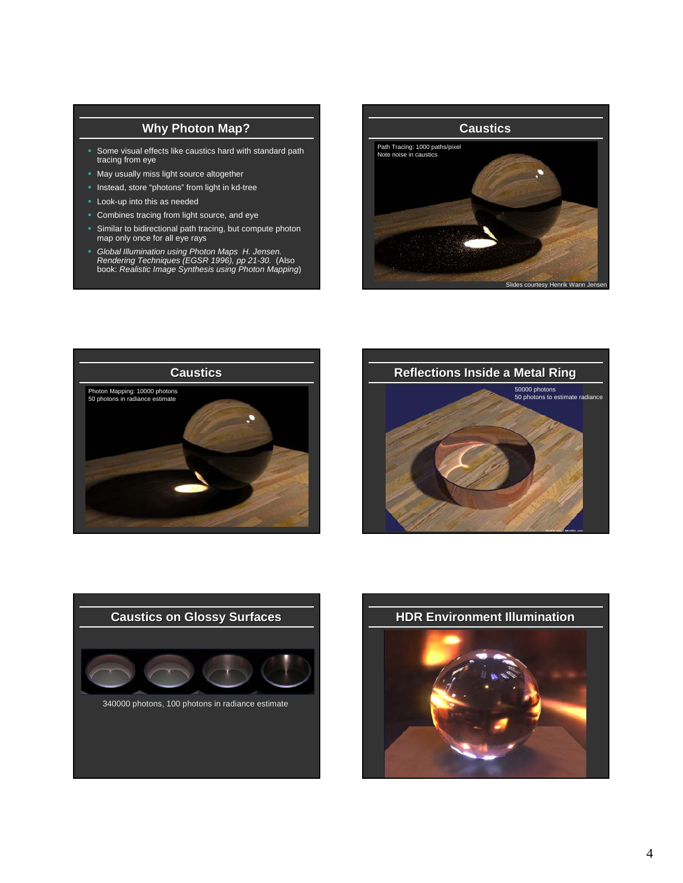## Why Photon Map?

- Some visual effects like caustics hard with standard path tracing from eye
- May usually miss light source altogether
- Instead, store "photons" from light in kd-tree
- Look-up into this as needed
- Combines tracing from light source, and eye
- Similar to bidirectional path tracing, but compute photon map only once for all eye rays
- *Global Illumination using Photon Maps H. Jensen. Rendering Techniques (EGSR 1996), pp 21-30.* (Also book: *Realistic Image Synthesis using Photon Mapping*)

## Caustics

Path Tracing: 1000 paths/pixel
Note noise in caustics

Slides courtesy Henrik Wann Jensen

## Caustics

Photon Mapping: 10000 photons
50 photons in radiance estimate

## Reflections Inside a Metal Ring

50000 photons
50 photons to estimate radiance

## Caustics on Glossy Surfaces

340000 photons, 100 photons in radiance estimate

## HDR Environment Illumination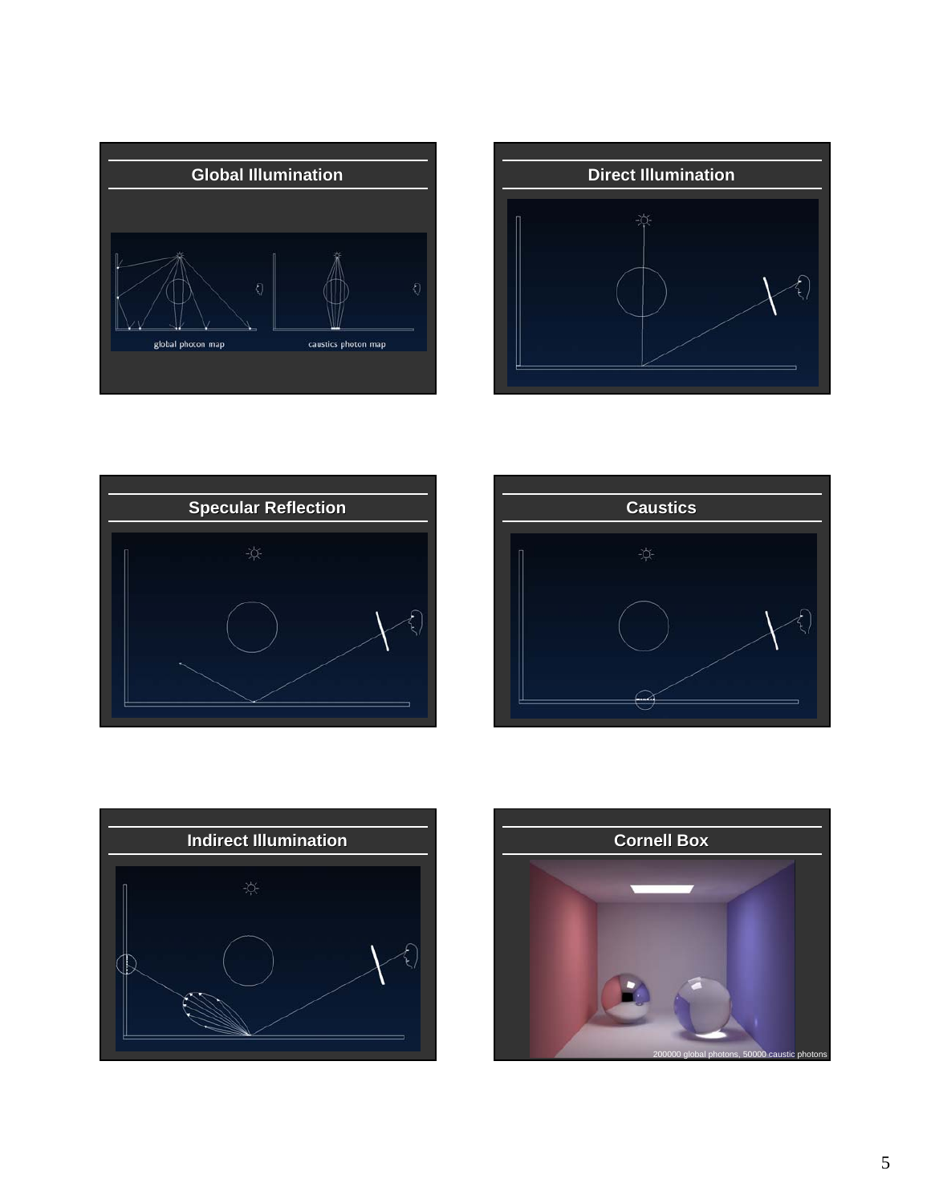## Global Illumination

global photon map

caustics photon map

## Direct Illumination

## Specular Reflection

## Caustics

## Indirect Illumination

## Cornell Box

200000 global photons, 50000 caustic photons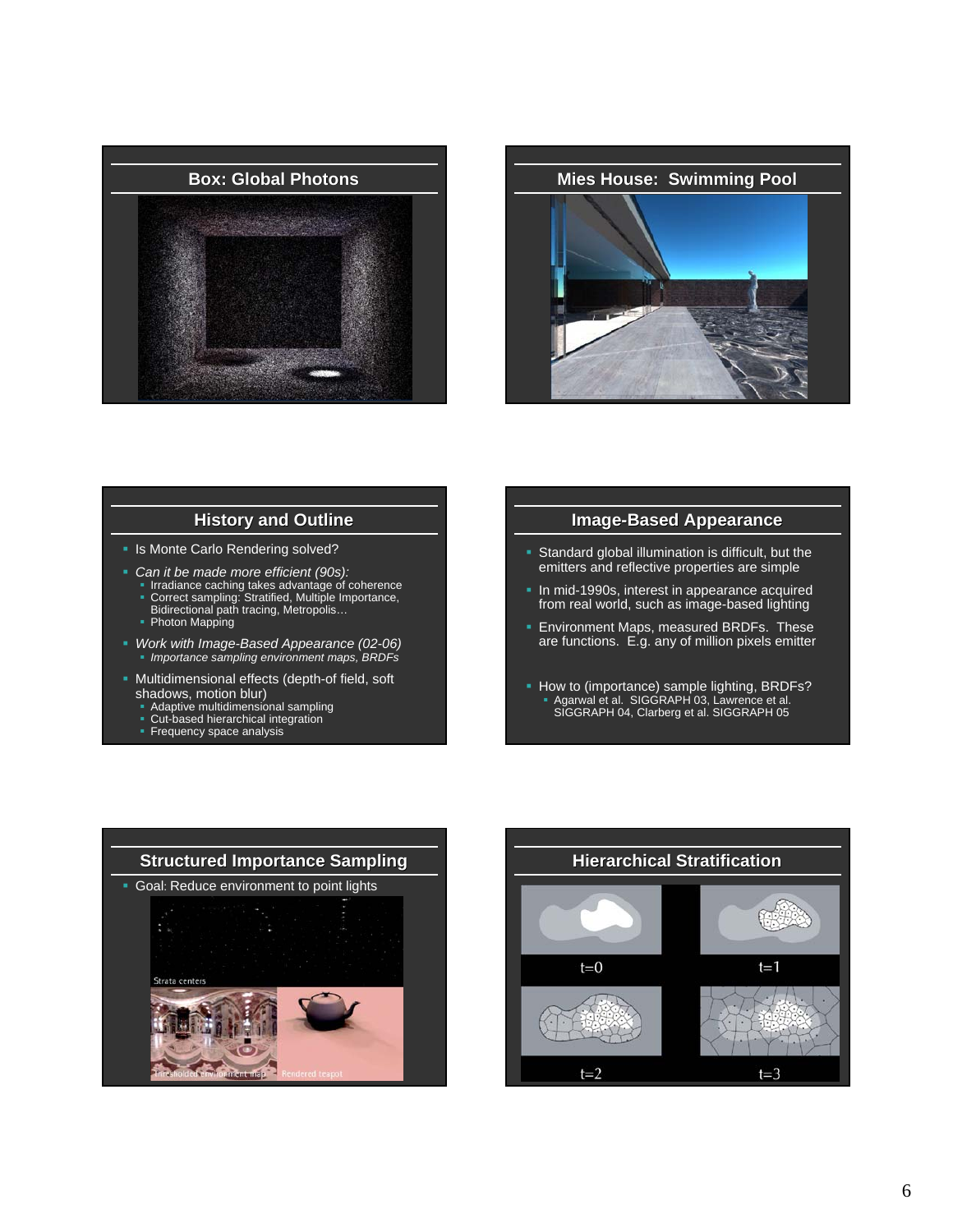## Box: Global Photons

## Mies House: Swimming Pool

## History and Outline

- Is Monte Carlo Rendering solved?
- *Can it be made more efficient (90s):*
  - Irradiance caching takes advantage of coherence
  - Correct sampling: Stratified, Multiple Importance, Bidirectional path tracing, Metropolis…
  - Photon Mapping
- *Work with Image-Based Appearance (02-06)*
  - *Importance sampling environment maps, BRDFs*
- Multidimensional effects (depth-of field, soft shadows, motion blur)
  - Adaptive multidimensional sampling
  - Cut-based hierarchical integration
  - Frequency space analysis

## Image-Based Appearance

- Standard global illumination is difficult, but the emitters and reflective properties are simple
- In mid-1990s, interest in appearance acquired from real world, such as image-based lighting
- Environment Maps, measured BRDFs. These are functions. E.g. any of million pixels emitter
- How to (importance) sample lighting, BRDFs?
  - Agarwal et al. SIGGRAPH 03, Lawrence et al. SIGGRAPH 04, Clarberg et al. SIGGRAPH 05

## Structured Importance Sampling

- Goal: Reduce environment to point lights

Strata centers

Thresholded environment map

Rendered teapot

## Hierarchical Stratification

t=0

t=1

t=2

t=3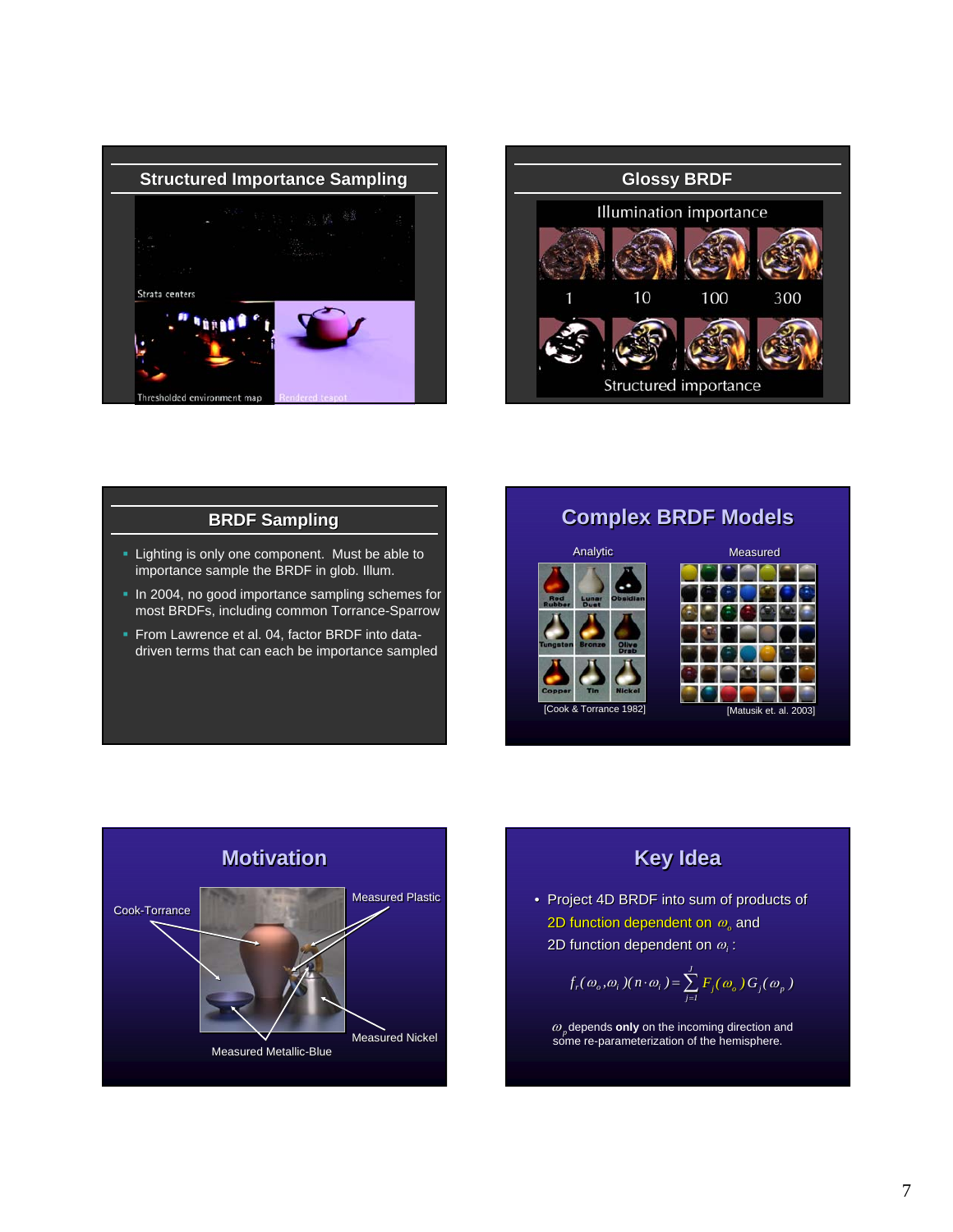## Structured Importance Sampling

Strata centers

Thresholded environment map

Rendered teapot

## Glossy BRDF

Illumination importance

1 10 100 300

Structured importance

## BRDF Sampling

- Lighting is only one component. Must be able to importance sample the BRDF in glob. Illum.
- In 2004, no good importance sampling schemes for most BRDFs, including common Torrance-Sparrow
- From Lawrence et al. 04, factor BRDF into data-driven terms that can each be importance sampled

## Complex BRDF Models

Analytic

Red Rubber, Lunar Dust, Obsidian, Tungsten, Bronze, Olive Drab, Copper, Tin, Nickel

[Cook & Torrance 1982]

Measured

[Matusik et. al. 2003]

## Motivation

Cook-Torrance

Measured Plastic

Measured Nickel

Measured Metallic-Blue

## Key Idea

- Project 4D BRDF into sum of products of 2D function dependent on $\omega_o$ and 2D function dependent on $\omega_i$ :

$$f_r(\omega_o, \omega_i)(n \cdot \omega_i) = \sum_{j=1}^{J} F_j(\omega_o) G_j(\omega_p)$$

$\omega_p$ depends **only** on the incoming direction and some re-parameterization of the hemisphere.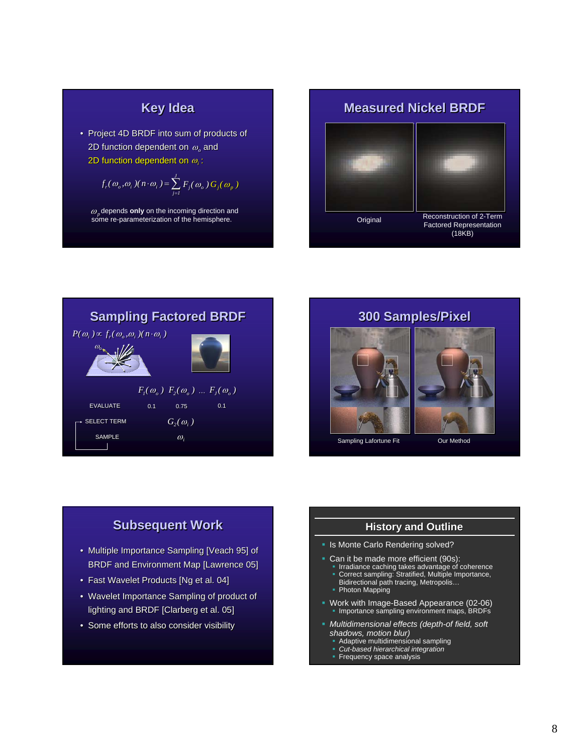## Key Idea

- Project 4D BRDF into sum of products of 2D function dependent on $\omega_o$ and 2D function dependent on $\omega_i$ :

$$f_r(\omega_o,\omega_i)(n\cdot\omega_i) = \sum_{j=1}^{J} F_j(\omega_o)G_j(\omega_p)$$

$\omega_p$ depends **only** on the incoming direction and some re-parameterization of the hemisphere.

## Measured Nickel BRDF

Original

Reconstruction of 2-Term Factored Representation (18KB)

## Sampling Factored BRDF

$P(\omega_i) \propto f_r(\omega_o,\omega_i)(n\cdot\omega_i)$

$\omega_o$

| | $F_1(\omega_o)$ | $F_2(\omega_o)$ | ... | $F_J(\omega_o)$ |
|---|---|---|---|---|
| EVALUATE | 0.1 | 0.75 | | 0.1 |
| SELECT TERM | | $G_2(\omega_i)$ | | |
| SAMPLE | | $\omega_i$ | | |

## 300 Samples/Pixel

Sampling Lafortune Fit

Our Method

## Subsequent Work

- Multiple Importance Sampling [Veach 95] of BRDF and Environment Map [Lawrence 05]
- Fast Wavelet Products [Ng et al. 04]
- Wavelet Importance Sampling of product of lighting and BRDF [Clarberg et al. 05]
- Some efforts to also consider visibility

## History and Outline

- Is Monte Carlo Rendering solved?
- Can it be made more efficient (90s):
  - Irradiance caching takes advantage of coherence
  - Correct sampling: Stratified, Multiple Importance, Bidirectional path tracing, Metropolis…
  - Photon Mapping
- Work with Image-Based Appearance (02-06)
  - Importance sampling environment maps, BRDFs
- *Multidimensional effects (depth-of field, soft shadows, motion blur)*
  - Adaptive multidimensional sampling
  - *Cut-based hierarchical integration*
  - Frequency space analysis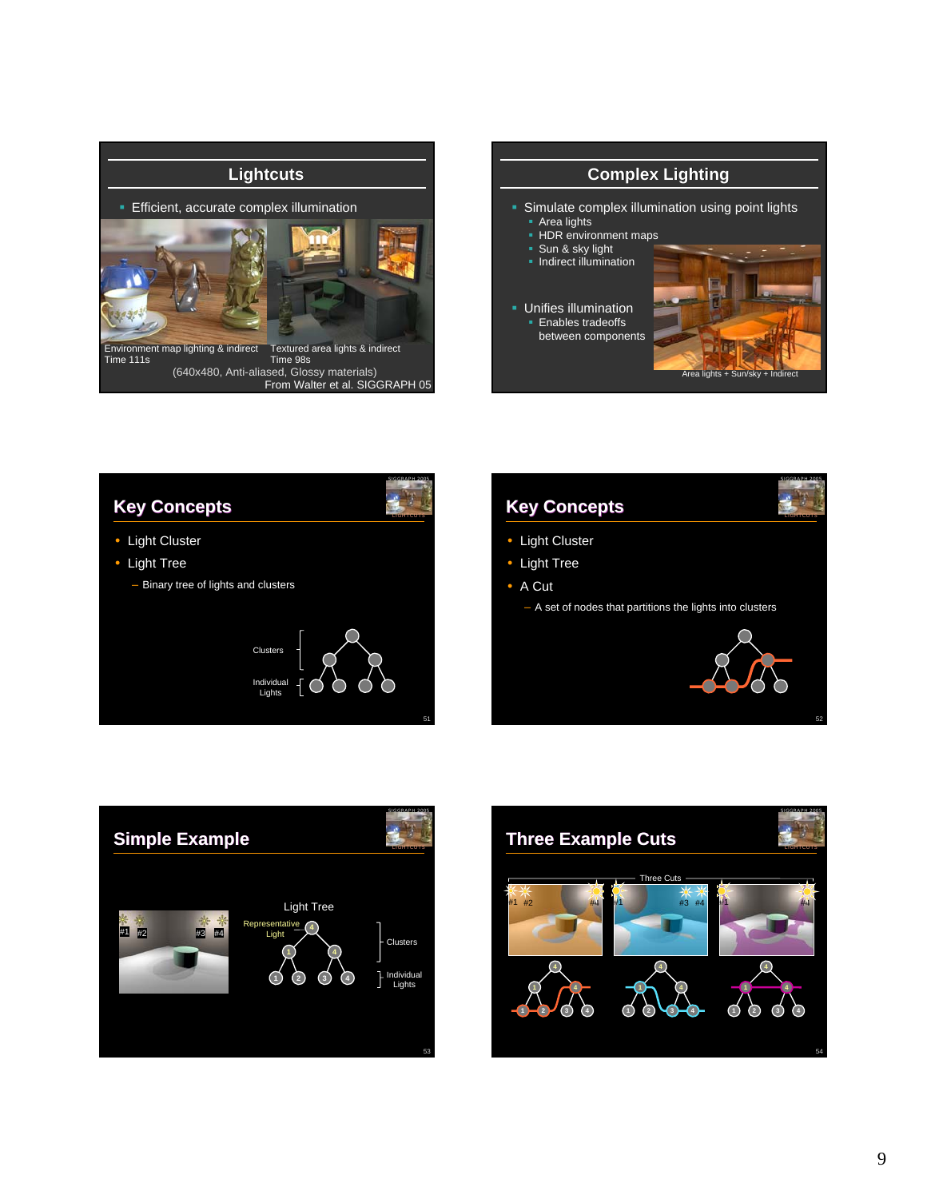## Lightcuts

- Efficient, accurate complex illumination

Environment map lighting & indirect
Time 111s

Textured area lights & indirect
Time 98s

(640x480, Anti-aliased, Glossy materials)

From Walter et al. SIGGRAPH 05

## Complex Lighting

- Simulate complex illumination using point lights
  - Area lights
  - HDR environment maps
  - Sun & sky light
  - Indirect illumination
- Unifies illumination
  - Enables tradeoffs between components

Area lights + Sun/sky + Indirect

## Key Concepts

- Light Cluster
- Light Tree
  - Binary tree of lights and clusters

Clusters

Individual Lights

## Key Concepts

- Light Cluster
- Light Tree
- A Cut
  - A set of nodes that partitions the lights into clusters

## Simple Example

#1 #2 #3 #4

Light Tree

Representative Light

Clusters

Individual Lights

## Three Example Cuts

Three Cuts

#1 #2 #4 | #1 #3 #4 | #1 #4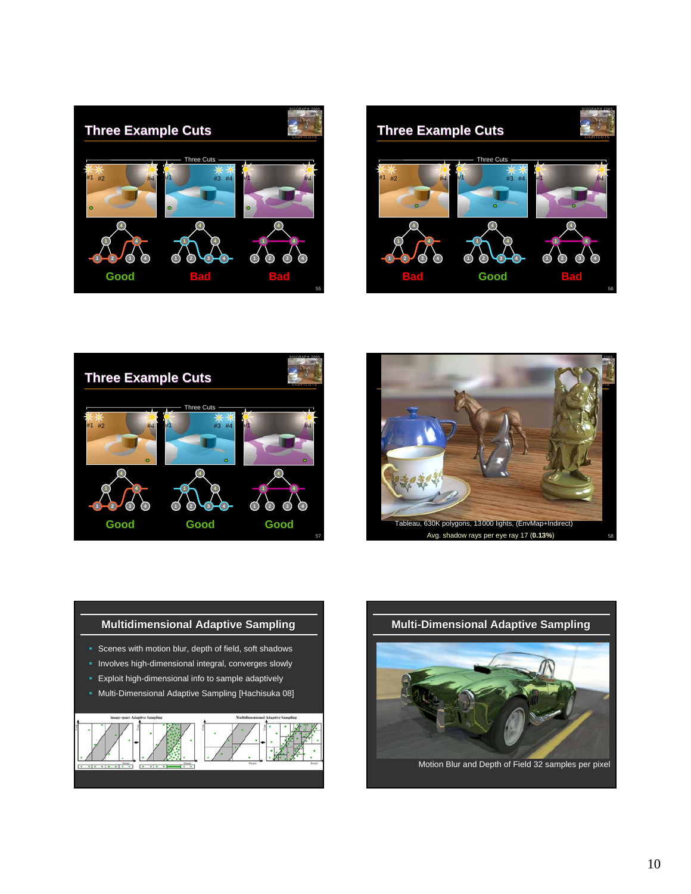## Three Example Cuts

Three Cuts

Good — Bad — Bad

## Three Example Cuts

Three Cuts

Bad — Good — Bad

## Three Example Cuts

Three Cuts

Good — Good — Good

Tableau, 630K polygons, 13000 lights, (EnvMap+Indirect)

Avg. shadow rays per eye ray 17 (**0.13%**)

## Multidimensional Adaptive Sampling

- Scenes with motion blur, depth of field, soft shadows
- Involves high-dimensional integral, converges slowly
- Exploit high-dimensional info to sample adaptively
- Multi-Dimensional Adaptive Sampling [Hachisuka 08]

## Multi-Dimensional Adaptive Sampling

Motion Blur and Depth of Field 32 samples per pixel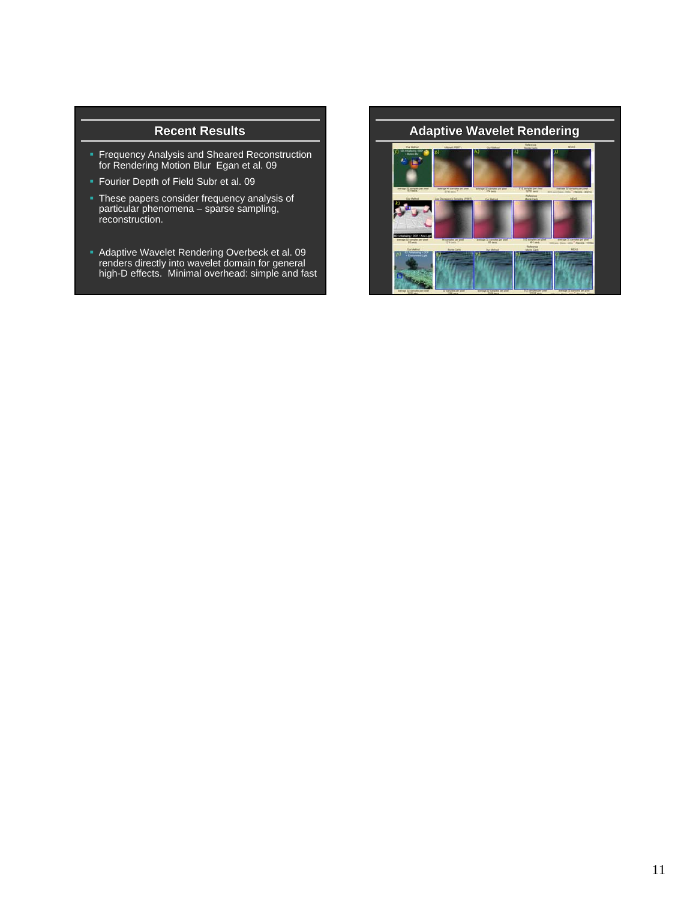## Recent Results

- Frequency Analysis and Sheared Reconstruction for Rendering Motion Blur  Egan et al. 09
- Fourier Depth of Field Subr et al. 09
- These papers consider frequency analysis of particular phenomena – sparse sampling, reconstruction.
- Adaptive Wavelet Rendering Overbeck et al. 09 renders directly into wavelet domain for general high-D effects.  Minimal overhead: simple and fast

## Adaptive Wavelet Rendering